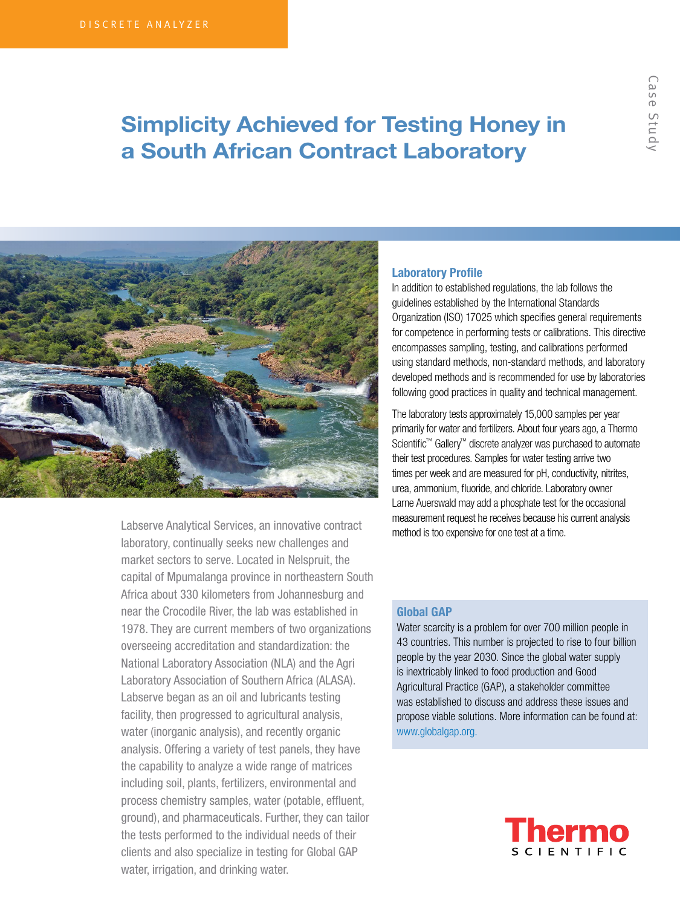DISCRETE ANALYZER

Case Study

# Simplicity Achieved for Testing Honey in a South African Contract Laboratory

Labserve Analytical Services, an innovative contract laboratory, continually seeks new challenges and market sectors to serve. Located in Nelspruit, the capital of Mpumalanga province in northeastern South Africa about 330 kilometers from Johannesburg and near the Crocodile River, the lab was established in 1978. They are current members of two organizations overseeing accreditation and standardization: the National Laboratory Association (NLA) and the Agri Laboratory Association of Southern Africa (ALASA). Labserve began as an oil and lubricants testing facility, then progressed to agricultural analysis, water (inorganic analysis), and recently organic analysis. Offering a variety of test panels, they have the capability to analyze a wide range of matrices including soil, plants, fertilizers, environmental and process chemistry samples, water (potable, effluent, ground), and pharmaceuticals. Further, they can tailor the tests performed to the individual needs of their clients and also specialize in testing for Global GAP water, irrigation, and drinking water.

## Laboratory Profile

In addition to established regulations, the lab follows the guidelines established by the International Standards Organization (ISO) 17025 which specifies general requirements for competence in performing tests or calibrations. This directive encompasses sampling, testing, and calibrations performed using standard methods, non-standard methods, and laboratory developed methods and is recommended for use by laboratories following good practices in quality and technical management.

The laboratory tests approximately 15,000 samples per year primarily for water and fertilizers. About four years ago, a Thermo Scientific™ Gallery™ discrete analyzer was purchased to automate their test procedures. Samples for water testing arrive two times per week and are measured for pH, conductivity, nitrites, urea, ammonium, fluoride, and chloride. Laboratory owner Larne Auerswald may add a phosphate test for the occasional measurement request he receives because his current analysis method is too expensive for one test at a time.

## Global GAP

Water scarcity is a problem for over 700 million people in 43 countries. This number is projected to rise to four billion people by the year 2030. Since the global water supply is inextricably linked to food production and Good Agricultural Practice (GAP), a stakeholder committee was established to discuss and address these issues and propose viable solutions. More information can be found at: www.globalgap.org.

Thermo SCIENTIFIC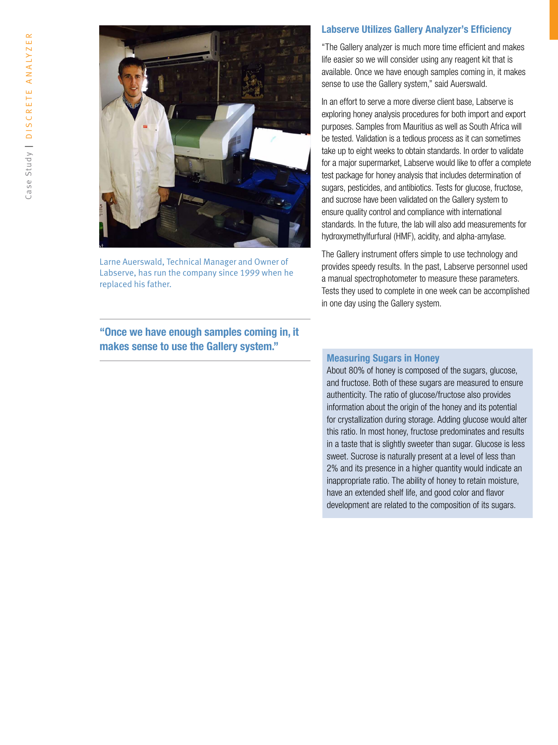Larne Auerswald, Technical Manager and Owner of Labserve, has run the company since 1999 when he replaced his father.

**"Once we have enough samples coming in, it makes sense to use the Gallery system."**

## Labserve Utilizes Gallery Analyzer's Efficiency

"The Gallery analyzer is much more time efficient and makes life easier so we will consider using any reagent kit that is available. Once we have enough samples coming in, it makes sense to use the Gallery system," said Auerswald.

In an effort to serve a more diverse client base, Labserve is exploring honey analysis procedures for both import and export purposes. Samples from Mauritius as well as South Africa will be tested. Validation is a tedious process as it can sometimes take up to eight weeks to obtain standards. In order to validate for a major supermarket, Labserve would like to offer a complete test package for honey analysis that includes determination of sugars, pesticides, and antibiotics. Tests for glucose, fructose, and sucrose have been validated on the Gallery system to ensure quality control and compliance with international standards. In the future, the lab will also add measurements for hydroxymethylfurfural (HMF), acidity, and alpha-amylase.

The Gallery instrument offers simple to use technology and provides speedy results. In the past, Labserve personnel used a manual spectrophotometer to measure these parameters. Tests they used to complete in one week can be accomplished in one day using the Gallery system.

### Measuring Sugars in Honey

About 80% of honey is composed of the sugars, glucose, and fructose. Both of these sugars are measured to ensure authenticity. The ratio of glucose/fructose also provides information about the origin of the honey and its potential for crystallization during storage. Adding glucose would alter this ratio. In most honey, fructose predominates and results in a taste that is slightly sweeter than sugar. Glucose is less sweet. Sucrose is naturally present at a level of less than 2% and its presence in a higher quantity would indicate an inappropriate ratio. The ability of honey to retain moisture, have an extended shelf life, and good color and flavor development are related to the composition of its sugars.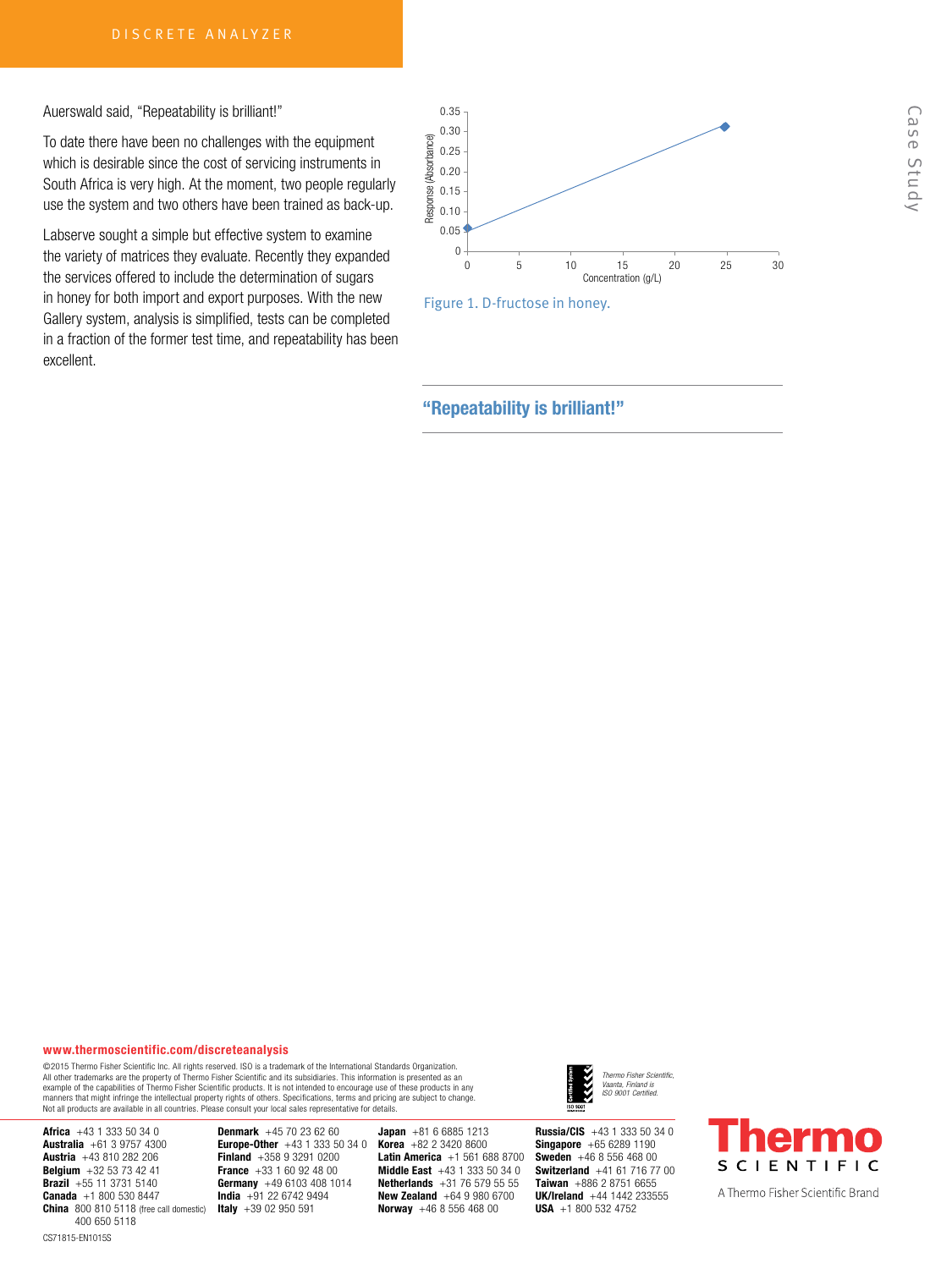Auerswald said, "Repeatability is brilliant!"

To date there have been no challenges with the equipment which is desirable since the cost of servicing instruments in South Africa is very high. At the moment, two people regularly use the system and two others have been trained as back-up.

Labserve sought a simple but effective system to examine the variety of matrices they evaluate. Recently they expanded the services offered to include the determination of sugars in honey for both import and export purposes. With the new Gallery system, analysis is simplified, tests can be completed in a fraction of the former test time, and repeatability has been excellent.

Response (Absorbance)
0.35
0.30
0.25
0.20
0.15
0.10
0.05
0
0 5 10 15 20 25 30
Concentration (g/L)

Figure 1. D-fructose in honey.

**"Repeatability is brilliant!"**

**www.thermoscientific.com/discreteanalysis**

©2015 Thermo Fisher Scientific Inc. All rights reserved. ISO is a trademark of the International Standards Organization. All other trademarks are the property of Thermo Fisher Scientific and its subsidiaries. This information is presented as an example of the capabilities of Thermo Fisher Scientific products. It is not intended to encourage use of these products in any manners that might infringe the intellectual property rights of others. Specifications, terms and pricing are subject to change. Not all products are available in all countries. Please consult your local sales representative for details.

*Thermo Fisher Scientific, Vaanta, Finland is ISO 9001 Certified.*

**Africa** +43 1 333 50 34 0
**Australia** +61 3 9757 4300
**Austria** +43 810 282 206
**Belgium** +32 53 73 42 41
**Brazil** +55 11 3731 5140
**Canada** +1 800 530 8447
**China** 800 810 5118 (free call domestic) 400 650 5118
**Denmark** +45 70 23 62 60
**Europe-Other** +43 1 333 50 34 0
**Finland** +358 9 3291 0200
**France** +33 1 60 92 48 00
**Germany** +49 6103 408 1014
**India** +91 22 6742 9494
**Italy** +39 02 950 591
**Japan** +81 6 6885 1213
**Korea** +82 2 3420 8600
**Latin America** +1 561 688 8700
**Middle East** +43 1 333 50 34 0
**Netherlands** +31 76 579 55 55
**New Zealand** +64 9 980 6700
**Norway** +46 8 556 468 00
**Russia/CIS** +43 1 333 50 34 0
**Singapore** +65 6289 1190
**Sweden** +46 8 556 468 00
**Switzerland** +41 61 716 77 00
**Taiwan** +886 2 8751 6655
**UK/Ireland** +44 1442 233555
**USA** +1 800 532 4752

Thermo SCIENTIFIC
A Thermo Fisher Scientific Brand

CS71815-EN1015S